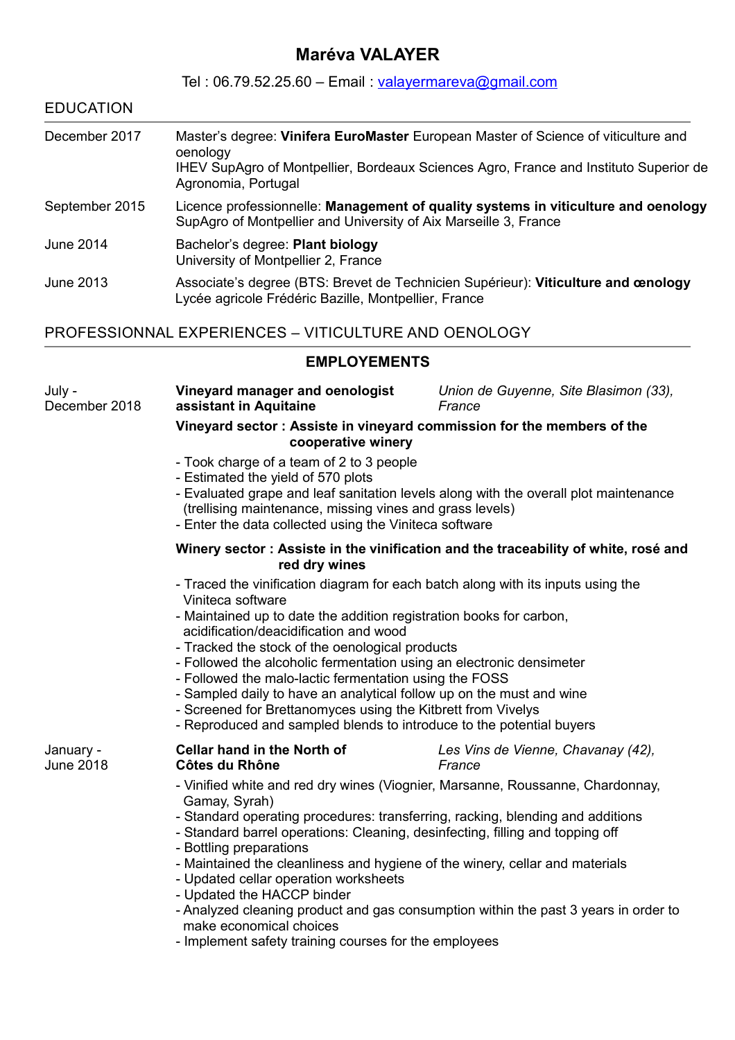# Maréva VALAYER

Tel : 06.79.52.25.60 – Email : valayermareva@gmail.com

## EDUCATION

**December 2017** — Master's degree: **Vinifera EuroMaster** European Master of Science of viticulture and oenology
IHEV SupAgro of Montpellier, Bordeaux Sciences Agro, France and Instituto Superior de Agronomia, Portugal

**September 2015** — Licence professionnelle: **Management of quality systems in viticulture and oenology**
SupAgro of Montpellier and University of Aix Marseille 3, France

**June 2014** — Bachelor's degree: **Plant biology**
University of Montpellier 2, France

**June 2013** — Associate's degree (BTS: Brevet de Technicien Supérieur): **Viticulture and œnology**
Lycée agricole Frédéric Bazille, Montpellier, France

## PROFESSIONNAL EXPERIENCES – VITICULTURE AND OENOLOGY

### EMPLOYEMENTS

**July - December 2018** — **Vineyard manager and oenologist assistant in Aquitaine** — *Union de Guyenne, Site Blasimon (33), France*

**Vineyard sector : Assiste in vineyard commission for the members of the cooperative winery**

- Took charge of a team of 2 to 3 people
- Estimated the yield of 570 plots
- Evaluated grape and leaf sanitation levels along with the overall plot maintenance (trellising maintenance, missing vines and grass levels)
- Enter the data collected using the Viniteca software

**Winery sector : Assiste in the vinification and the traceability of white, rosé and red dry wines**

- Traced the vinification diagram for each batch along with its inputs using the Viniteca software
- Maintained up to date the addition registration books for carbon, acidification/deacidification and wood
- Tracked the stock of the oenological products
- Followed the alcoholic fermentation using an electronic densimeter
- Followed the malo-lactic fermentation using the FOSS
- Sampled daily to have an analytical follow up on the must and wine
- Screened for Brettanomyces using the Kitbrett from Vivelys
- Reproduced and sampled blends to introduce to the potential buyers

**January - June 2018** — **Cellar hand in the North of Côtes du Rhône** — *Les Vins de Vienne, Chavanay (42), France*

- Vinified white and red dry wines (Viognier, Marsanne, Roussanne, Chardonnay, Gamay, Syrah)
- Standard operating procedures: transferring, racking, blending and additions
- Standard barrel operations: Cleaning, desinfecting, filling and topping off
- Bottling preparations
- Maintained the cleanliness and hygiene of the winery, cellar and materials
- Updated cellar operation worksheets
- Updated the HACCP binder
- Analyzed cleaning product and gas consumption within the past 3 years in order to make economical choices
- Implement safety training courses for the employees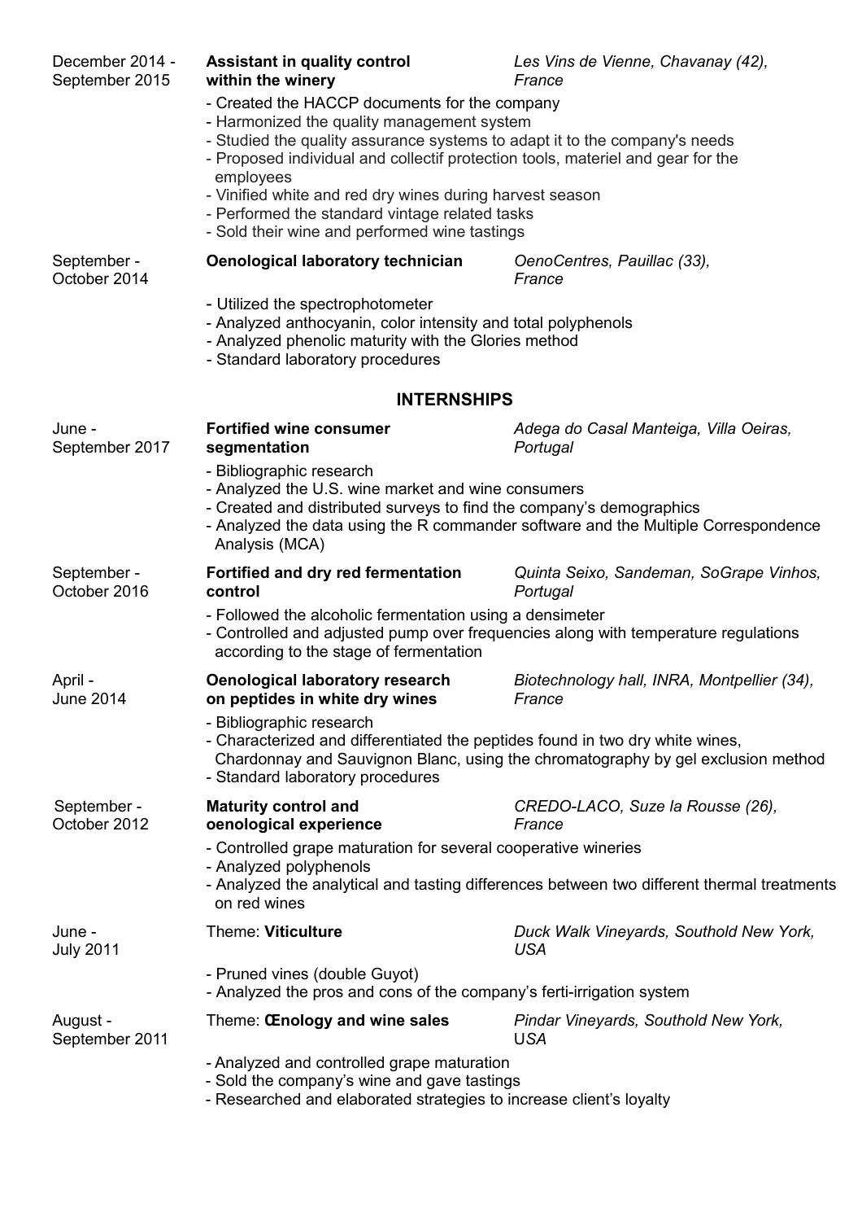**December 2014 - September 2015** — **Assistant in quality control within the winery** — *Les Vins de Vienne, Chavanay (42), France*

- Created the HACCP documents for the company
- Harmonized the quality management system
- Studied the quality assurance systems to adapt it to the company's needs
- Proposed individual and collectif protection tools, materiel and gear for the employees
- Vinified white and red dry wines during harvest season
- Performed the standard vintage related tasks
- Sold their wine and performed wine tastings

**September - October 2014** — **Oenological laboratory technician** — *OenoCentres, Pauillac (33), France*

- Utilized the spectrophotometer
- Analyzed anthocyanin, color intensity and total polyphenols
- Analyzed phenolic maturity with the Glories method
- Standard laboratory procedures

## INTERNSHIPS

**June - September 2017** — **Fortified wine consumer segmentation** — *Adega do Casal Manteiga, Villa Oeiras, Portugal*

- Bibliographic research
- Analyzed the U.S. wine market and wine consumers
- Created and distributed surveys to find the company's demographics
- Analyzed the data using the R commander software and the Multiple Correspondence Analysis (MCA)

**September - October 2016** — **Fortified and dry red fermentation control** — *Quinta Seixo, Sandeman, SoGrape Vinhos, Portugal*

- Followed the alcoholic fermentation using a densimeter
- Controlled and adjusted pump over frequencies along with temperature regulations according to the stage of fermentation

**April - June 2014** — **Oenological laboratory research on peptides in white dry wines** — *Biotechnology hall, INRA, Montpellier (34), France*

- Bibliographic research
- Characterized and differentiated the peptides found in two dry white wines, Chardonnay and Sauvignon Blanc, using the chromatography by gel exclusion method
- Standard laboratory procedures

**September - October 2012** — **Maturity control and oenological experience** — *CREDO-LACO, Suze la Rousse (26), France*

- Controlled grape maturation for several cooperative wineries
- Analyzed polyphenols
- Analyzed the analytical and tasting differences between two different thermal treatments on red wines

**June - July 2011** — Theme: **Viticulture** — *Duck Walk Vineyards, Southold New York, USA*

- Pruned vines (double Guyot)
- Analyzed the pros and cons of the company's ferti-irrigation system

**August - September 2011** — Theme: **Œnology and wine sales** — *Pindar Vineyards, Southold New York, USA*

- Analyzed and controlled grape maturation
- Sold the company's wine and gave tastings
- Researched and elaborated strategies to increase client's loyalty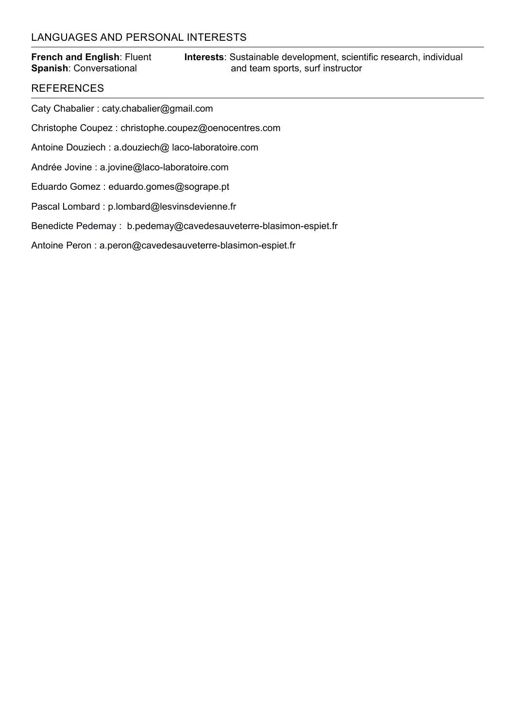## LANGUAGES AND PERSONAL INTERESTS

**French and English**: Fluent
**Spanish**: Conversational

**Interests**: Sustainable development, scientific research, individual and team sports, surf instructor

## REFERENCES

Caty Chabalier : caty.chabalier@gmail.com

Christophe Coupez : christophe.coupez@oenocentres.com

Antoine Douziech : a.douziech@ laco-laboratoire.com

Andrée Jovine : a.jovine@laco-laboratoire.com

Eduardo Gomez : eduardo.gomes@sogrape.pt

Pascal Lombard : p.lombard@lesvinsdevienne.fr

Benedicte Pedemay : b.pedemay@cavedesauveterre-blasimon-espiet.fr

Antoine Peron : a.peron@cavedesauveterre-blasimon-espiet.fr